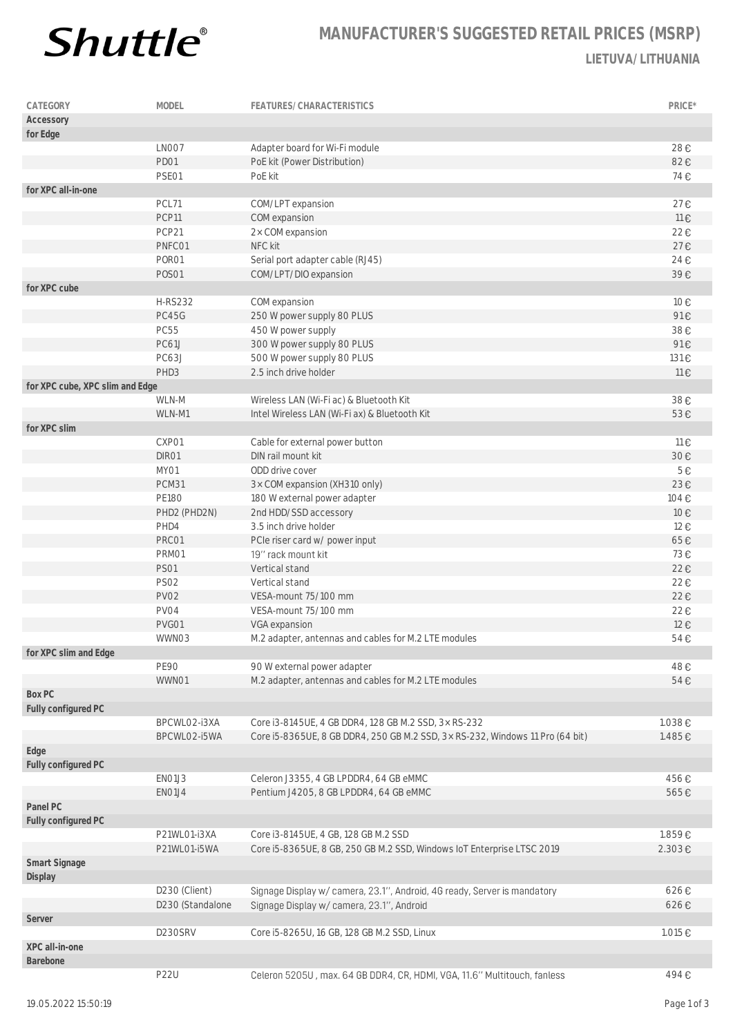# MANUFACTURER'S SUGGESTED RETAIL PRICES (MSRP)

**LIETUVA/ LITHUANIA**

| CATEGORY | MODEL | FEATURES/ CHARACTERISTICS | PRICE* |
|---|---|---|---|
| **Accessory** | | | |
| **for Edge** | | | |
| | LN007 | Adapter board for Wi-Fi module | 28 € |
| | PD01 | PoE kit (Power Distribution) | 82 € |
| | PSE01 | PoE kit | 74 € |
| **for XPC all-in-one** | | | |
| | PCL71 | COM/LPT expansion | 27 € |
| | PCP11 | COM expansion | 11 € |
| | PCP21 | 2 × COM expansion | 22 € |
| | PNFC01 | NFC kit | 27 € |
| | POR01 | Serial port adapter cable (RJ45) | 24 € |
| | POS01 | COM/LPT/DIO expansion | 39 € |
| **for XPC cube** | | | |
| | H-RS232 | COM expansion | 10 € |
| | PC45G | 250 W power supply 80 PLUS | 91 € |
| | PC55 | 450 W power supply | 38 € |
| | PC61J | 300 W power supply 80 PLUS | 91 € |
| | PC63J | 500 W power supply 80 PLUS | 131 € |
| | PHD3 | 2.5 inch drive holder | 11 € |
| **for XPC cube, XPC slim and Edge** | | | |
| | WLN-M | Wireless LAN (Wi-Fi ac) & Bluetooth Kit | 38 € |
| | WLN-M1 | Intel Wireless LAN (Wi-Fi ax) & Bluetooth Kit | 53 € |
| **for XPC slim** | | | |
| | CXP01 | Cable for external power button | 11 € |
| | DIR01 | DIN rail mount kit | 30 € |
| | MY01 | ODD drive cover | 5 € |
| | PCM31 | 3 × COM expansion (XH310 only) | 23 € |
| | PE180 | 180 W external power adapter | 104 € |
| | PHD2 (PHD2N) | 2nd HDD/SSD accessory | 10 € |
| | PHD4 | 3.5 inch drive holder | 12 € |
| | PRC01 | PCIe riser card w/ power input | 65 € |
| | PRM01 | 19'' rack mount kit | 73 € |
| | PS01 | Vertical stand | 22 € |
| | PS02 | Vertical stand | 22 € |
| | PV02 | VESA-mount 75/100 mm | 22 € |
| | PV04 | VESA-mount 75/100 mm | 22 € |
| | PVG01 | VGA expansion | 12 € |
| | WWN03 | M.2 adapter, antennas and cables for M.2 LTE modules | 54 € |
| **for XPC slim and Edge** | | | |
| | PE90 | 90 W external power adapter | 48 € |
| | WWN01 | M.2 adapter, antennas and cables for M.2 LTE modules | 54 € |
| **Box PC** | | | |
| **Fully configured PC** | | | |
| | BPCWL02-i3XA | Core i3-8145UE, 4 GB DDR4, 128 GB M.2 SSD, 3 × RS-232 | 1.038 € |
| | BPCWL02-i5WA | Core i5-8365UE, 8 GB DDR4, 250 GB M.2 SSD, 3 × RS-232, Windows 11 Pro (64 bit) | 1.485 € |
| **Edge** | | | |
| **Fully configured PC** | | | |
| | EN01J3 | Celeron J3355, 4 GB LPDDR4, 64 GB eMMC | 456 € |
| | EN01J4 | Pentium J4205, 8 GB LPDDR4, 64 GB eMMC | 565 € |
| **Panel PC** | | | |
| **Fully configured PC** | | | |
| | P21WL01-i3XA | Core i3-8145UE, 4 GB, 128 GB M.2 SSD | 1.859 € |
| | P21WL01-i5WA | Core i5-8365UE, 8 GB, 250 GB M.2 SSD, Windows IoT Enterprise LTSC 2019 | 2.303 € |
| **Smart Signage** | | | |
| **Display** | | | |
| | D230 (Client) | Signage Display w/ camera, 23.1'', Android, 4G ready, Server is mandatory | 626 € |
| | D230 (Standalone | Signage Display w/ camera, 23.1'', Android | 626 € |
| **Server** | | | |
| | D230SRV | Core i5-8265U, 16 GB, 128 GB M.2 SSD, Linux | 1.015 € |
| **XPC all-in-one** | | | |
| **Barebone** | | | |
| | P22U | Celeron 5205U , max. 64 GB DDR4, CR, HDMI, VGA, 11.6'' Multitouch, fanless | 494 € |

19.05.2022 15:50:19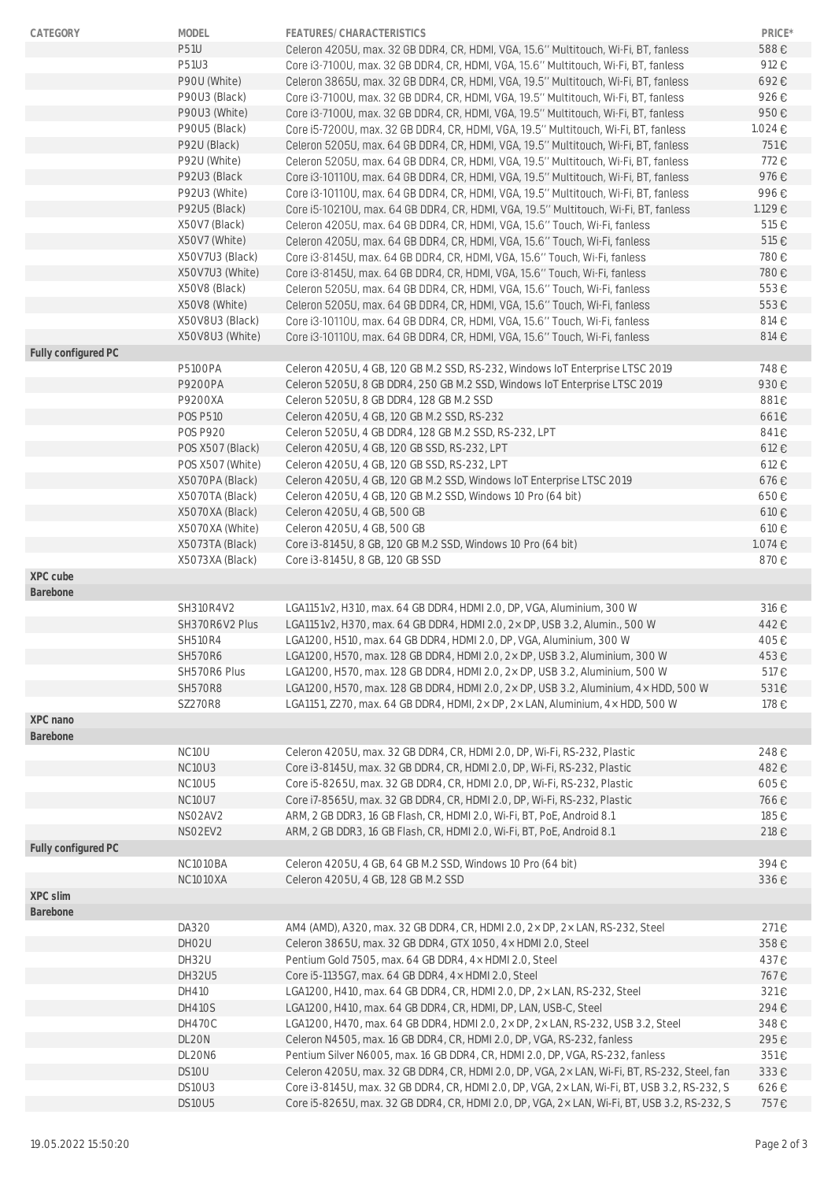| CATEGORY | MODEL | FEATURES/ CHARACTERISTICS | PRICE* |
|---|---|---|---|
| | P51U | Celeron 4205U, max. 32 GB DDR4, CR, HDMI, VGA, 15.6'' Multitouch, Wi-Fi, BT, fanless | 588 € |
| | P51U3 | Core i3-7100U, max. 32 GB DDR4, CR, HDMI, VGA, 15.6'' Multitouch, Wi-Fi, BT, fanless | 912 € |
| | P90U (White) | Celeron 3865U, max. 32 GB DDR4, CR, HDMI, VGA, 19.5'' Multitouch, Wi-Fi, BT, fanless | 692 € |
| | P90U3 (Black) | Core i3-7100U, max. 32 GB DDR4, CR, HDMI, VGA, 19.5'' Multitouch, Wi-Fi, BT, fanless | 926 € |
| | P90U3 (White) | Core i3-7100U, max. 32 GB DDR4, CR, HDMI, VGA, 19.5'' Multitouch, Wi-Fi, BT, fanless | 950 € |
| | P90U5 (Black) | Core i5-7200U, max. 32 GB DDR4, CR, HDMI, VGA, 19.5'' Multitouch, Wi-Fi, BT, fanless | 1.024 € |
| | P92U (Black) | Celeron 5205U, max. 64 GB DDR4, CR, HDMI, VGA, 19.5'' Multitouch, Wi-Fi, BT, fanless | 751 € |
| | P92U (White) | Celeron 5205U, max. 64 GB DDR4, CR, HDMI, VGA, 19.5'' Multitouch, Wi-Fi, BT, fanless | 772 € |
| | P92U3 (Black | Core i3-10110U, max. 64 GB DDR4, CR, HDMI, VGA, 19.5'' Multitouch, Wi-Fi, BT, fanless | 976 € |
| | P92U3 (White) | Core i3-10110U, max. 64 GB DDR4, CR, HDMI, VGA, 19.5'' Multitouch, Wi-Fi, BT, fanless | 996 € |
| | P92U5 (Black) | Core i5-10210U, max. 64 GB DDR4, CR, HDMI, VGA, 19.5'' Multitouch, Wi-Fi, BT, fanless | 1.129 € |
| | X50V7 (Black) | Celeron 4205U, max. 64 GB DDR4, CR, HDMI, VGA, 15.6'' Touch, Wi-Fi, fanless | 515 € |
| | X50V7 (White) | Celeron 4205U, max. 64 GB DDR4, CR, HDMI, VGA, 15.6'' Touch, Wi-Fi, fanless | 515 € |
| | X50V7U3 (Black) | Core i3-8145U, max. 64 GB DDR4, CR, HDMI, VGA, 15.6'' Touch, Wi-Fi, fanless | 780 € |
| | X50V7U3 (White) | Core i3-8145U, max. 64 GB DDR4, CR, HDMI, VGA, 15.6'' Touch, Wi-Fi, fanless | 780 € |
| | X50V8 (Black) | Celeron 5205U, max. 64 GB DDR4, CR, HDMI, VGA, 15.6'' Touch, Wi-Fi, fanless | 553 € |
| | X50V8 (White) | Celeron 5205U, max. 64 GB DDR4, CR, HDMI, VGA, 15.6'' Touch, Wi-Fi, fanless | 553 € |
| | X50V8U3 (Black) | Core i3-10110U, max. 64 GB DDR4, CR, HDMI, VGA, 15.6'' Touch, Wi-Fi, fanless | 814 € |
| | X50V8U3 (White) | Core i3-10110U, max. 64 GB DDR4, CR, HDMI, VGA, 15.6'' Touch, Wi-Fi, fanless | 814 € |
| **Fully configured PC** | | | |
| | P5100PA | Celeron 4205U, 4 GB, 120 GB M.2 SSD, RS-232, Windows IoT Enterprise LTSC 2019 | 748 € |
| | P9200PA | Celeron 5205U, 8 GB DDR4, 250 GB M.2 SSD, Windows IoT Enterprise LTSC 2019 | 930 € |
| | P9200XA | Celeron 5205U, 8 GB DDR4, 128 GB M.2 SSD | 881 € |
| | POS P510 | Celeron 4205U, 4 GB, 120 GB M.2 SSD, RS-232 | 661 € |
| | POS P920 | Celeron 5205U, 4 GB DDR4, 128 GB M.2 SSD, RS-232, LPT | 841 € |
| | POS X507 (Black) | Celeron 4205U, 4 GB, 120 GB SSD, RS-232, LPT | 612 € |
| | POS X507 (White) | Celeron 4205U, 4 GB, 120 GB SSD, RS-232, LPT | 612 € |
| | X5070PA (Black) | Celeron 4205U, 4 GB, 120 GB M.2 SSD, Windows IoT Enterprise LTSC 2019 | 676 € |
| | X5070TA (Black) | Celeron 4205U, 4 GB, 120 GB M.2 SSD, Windows 10 Pro (64 bit) | 650 € |
| | X5070XA (Black) | Celeron 4205U, 4 GB, 500 GB | 610 € |
| | X5070XA (White) | Celeron 4205U, 4 GB, 500 GB | 610 € |
| | X5073TA (Black) | Core i3-8145U, 8 GB, 120 GB M.2 SSD, Windows 10 Pro (64 bit) | 1.074 € |
| | X5073XA (Black) | Core i3-8145U, 8 GB, 120 GB SSD | 870 € |
| **XPC cube** | | | |
| **Barebone** | | | |
| | SH310R4V2 | LGA1151v2, H310, max. 64 GB DDR4, HDMI 2.0, DP, VGA, Aluminium, 300 W | 316 € |
| | SH370R6V2 Plus | LGA1151v2, H370, max. 64 GB DDR4, HDMI 2.0, 2× DP, USB 3.2, Alumin., 500 W | 442 € |
| | SH510R4 | LGA1200, H510, max. 64 GB DDR4, HDMI 2.0, DP, VGA, Aluminium, 300 W | 405 € |
| | SH570R6 | LGA1200, H570, max. 128 GB DDR4, HDMI 2.0, 2× DP, USB 3.2, Aluminium, 300 W | 453 € |
| | SH570R6 Plus | LGA1200, H570, max. 128 GB DDR4, HDMI 2.0, 2× DP, USB 3.2, Aluminium, 500 W | 517 € |
| | SH570R8 | LGA1200, H570, max. 128 GB DDR4, HDMI 2.0, 2× DP, USB 3.2, Aluminium, 4× HDD, 500 W | 531 € |
| | SZ270R8 | LGA1151, Z270, max. 64 GB DDR4, HDMI, 2× DP, 2× LAN, Aluminium, 4× HDD, 500 W | 178 € |
| **XPC nano** | | | |
| **Barebone** | | | |
| | NC10U | Celeron 4205U, max. 32 GB DDR4, CR, HDMI 2.0, DP, Wi-Fi, RS-232, Plastic | 248 € |
| | NC10U3 | Core i3-8145U, max. 32 GB DDR4, CR, HDMI 2.0, DP, Wi-Fi, RS-232, Plastic | 482 € |
| | NC10U5 | Core i5-8265U, max. 32 GB DDR4, CR, HDMI 2.0, DP, Wi-Fi, RS-232, Plastic | 605 € |
| | NC10U7 | Core i7-8565U, max. 32 GB DDR4, CR, HDMI 2.0, DP, Wi-Fi, RS-232, Plastic | 766 € |
| | NS02AV2 | ARM, 2 GB DDR3, 16 GB Flash, CR, HDMI 2.0, Wi-Fi, BT, PoE, Android 8.1 | 185 € |
| | NS02EV2 | ARM, 2 GB DDR3, 16 GB Flash, CR, HDMI 2.0, Wi-Fi, BT, PoE, Android 8.1 | 218 € |
| **Fully configured PC** | | | |
| | NC1010BA | Celeron 4205U, 4 GB, 64 GB M.2 SSD, Windows 10 Pro (64 bit) | 394 € |
| | NC1010XA | Celeron 4205U, 4 GB, 128 GB M.2 SSD | 336 € |
| **XPC slim** | | | |
| **Barebone** | | | |
| | DA320 | AM4 (AMD), A320, max. 32 GB DDR4, CR, HDMI 2.0, 2× DP, 2× LAN, RS-232, Steel | 271 € |
| | DH02U | Celeron 3865U, max. 32 GB DDR4, GTX 1050, 4× HDMI 2.0, Steel | 358 € |
| | DH32U | Pentium Gold 7505, max. 64 GB DDR4, 4× HDMI 2.0, Steel | 437 € |
| | DH32U5 | Core i5-1135G7, max. 64 GB DDR4, 4× HDMI 2.0, Steel | 767 € |
| | DH410 | LGA1200, H410, max. 64 GB DDR4, CR, HDMI 2.0, DP, 2× LAN, RS-232, Steel | 321 € |
| | DH410S | LGA1200, H410, max. 64 GB DDR4, CR, HDMI, DP, LAN, USB-C, Steel | 294 € |
| | DH470C | LGA1200, H470, max. 64 GB DDR4, HDMI 2.0, 2× DP, 2× LAN, RS-232, USB 3.2, Steel | 348 € |
| | DL20N | Celeron N4505, max. 16 GB DDR4, CR, HDMI 2.0, DP, VGA, RS-232, fanless | 295 € |
| | DL20N6 | Pentium Silver N6005, max. 16 GB DDR4, CR, HDMI 2.0, DP, VGA, RS-232, fanless | 351 € |
| | DS10U | Celeron 4205U, max. 32 GB DDR4, CR, HDMI 2.0, DP, VGA, 2× LAN, Wi-Fi, BT, RS-232, Steel, fan | 333 € |
| | DS10U3 | Core i3-8145U, max. 32 GB DDR4, CR, HDMI 2.0, DP, VGA, 2× LAN, Wi-Fi, BT, USB 3.2, RS-232, S | 626 € |
| | DS10U5 | Core i5-8265U, max. 32 GB DDR4, CR, HDMI 2.0, DP, VGA, 2× LAN, Wi-Fi, BT, USB 3.2, RS-232, S | 757 € |

19.05.2022 15:50:20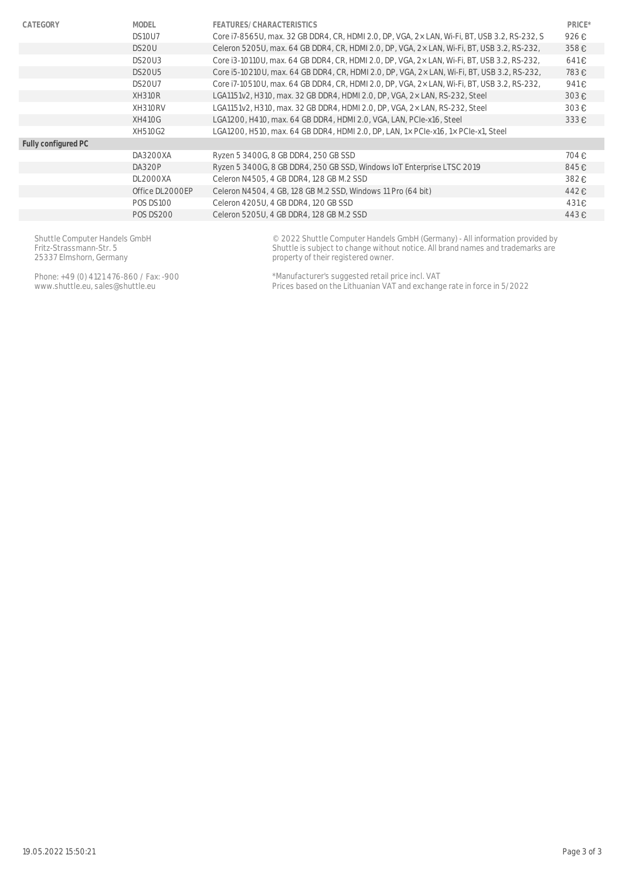| CATEGORY | MODEL | FEATURES/ CHARACTERISTICS | PRICE* |
|---|---|---|---|
| | DS10U7 | Core i7-8565U, max. 32 GB DDR4, CR, HDMI 2.0, DP, VGA, 2× LAN, Wi-Fi, BT, USB 3.2, RS-232, S | 926 € |
| | DS20U | Celeron 5205U, max. 64 GB DDR4, CR, HDMI 2.0, DP, VGA, 2× LAN, Wi-Fi, BT, USB 3.2, RS-232, | 358 € |
| | DS20U3 | Core i3-10110U, max. 64 GB DDR4, CR, HDMI 2.0, DP, VGA, 2× LAN, Wi-Fi, BT, USB 3.2, RS-232, | 641€ |
| | DS20U5 | Core i5-10210U, max. 64 GB DDR4, CR, HDMI 2.0, DP, VGA, 2× LAN, Wi-Fi, BT, USB 3.2, RS-232, | 783 € |
| | DS20U7 | Core i7-10510U, max. 64 GB DDR4, CR, HDMI 2.0, DP, VGA, 2× LAN, Wi-Fi, BT, USB 3.2, RS-232, | 941€ |
| | XH310R | LGA1151v2, H310, max. 32 GB DDR4, HDMI 2.0, DP, VGA, 2× LAN, RS-232, Steel | 303 € |
| | XH310RV | LGA1151v2, H310, max. 32 GB DDR4, HDMI 2.0, DP, VGA, 2× LAN, RS-232, Steel | 303 € |
| | XH410G | LGA1200, H410, max. 64 GB DDR4, HDMI 2.0, VGA, LAN, PCIe-x16, Steel | 333 € |
| | XH510G2 | LGA1200, H510, max. 64 GB DDR4, HDMI 2.0, DP, LAN, 1× PCIe-x16, 1× PCIe-x1, Steel | |
| **Fully configured PC** | | | |
| | DA3200XA | Ryzen 5 3400G, 8 GB DDR4, 250 GB SSD | 704 € |
| | DA320P | Ryzen 5 3400G, 8 GB DDR4, 250 GB SSD, Windows IoT Enterprise LTSC 2019 | 845 € |
| | DL2000XA | Celeron N4505, 4 GB DDR4, 128 GB M.2 SSD | 382 € |
| | Office DL2000EP | Celeron N4504, 4 GB, 128 GB M.2 SSD, Windows 11 Pro (64 bit) | 442 € |
| | POS DS100 | Celeron 4205U, 4 GB DDR4, 120 GB SSD | 431€ |
| | POS DS200 | Celeron 5205U, 4 GB DDR4, 128 GB M.2 SSD | 443 € |

Shuttle Computer Handels GmbH
Fritz-Strassmann-Str. 5
25337 Elmshorn, Germany

Phone: +49 (0) 4121 476-860 / Fax: -900
www.shuttle.eu, sales@shuttle.eu

© 2022 Shuttle Computer Handels GmbH (Germany) - All information provided by Shuttle is subject to change without notice. All brand names and trademarks are property of their registered owner.

*Manufacturer's suggested retail price incl. VAT
Prices based on the Lithuanian VAT and exchange rate in force in 5/2022

19.05.2022 15:50:21